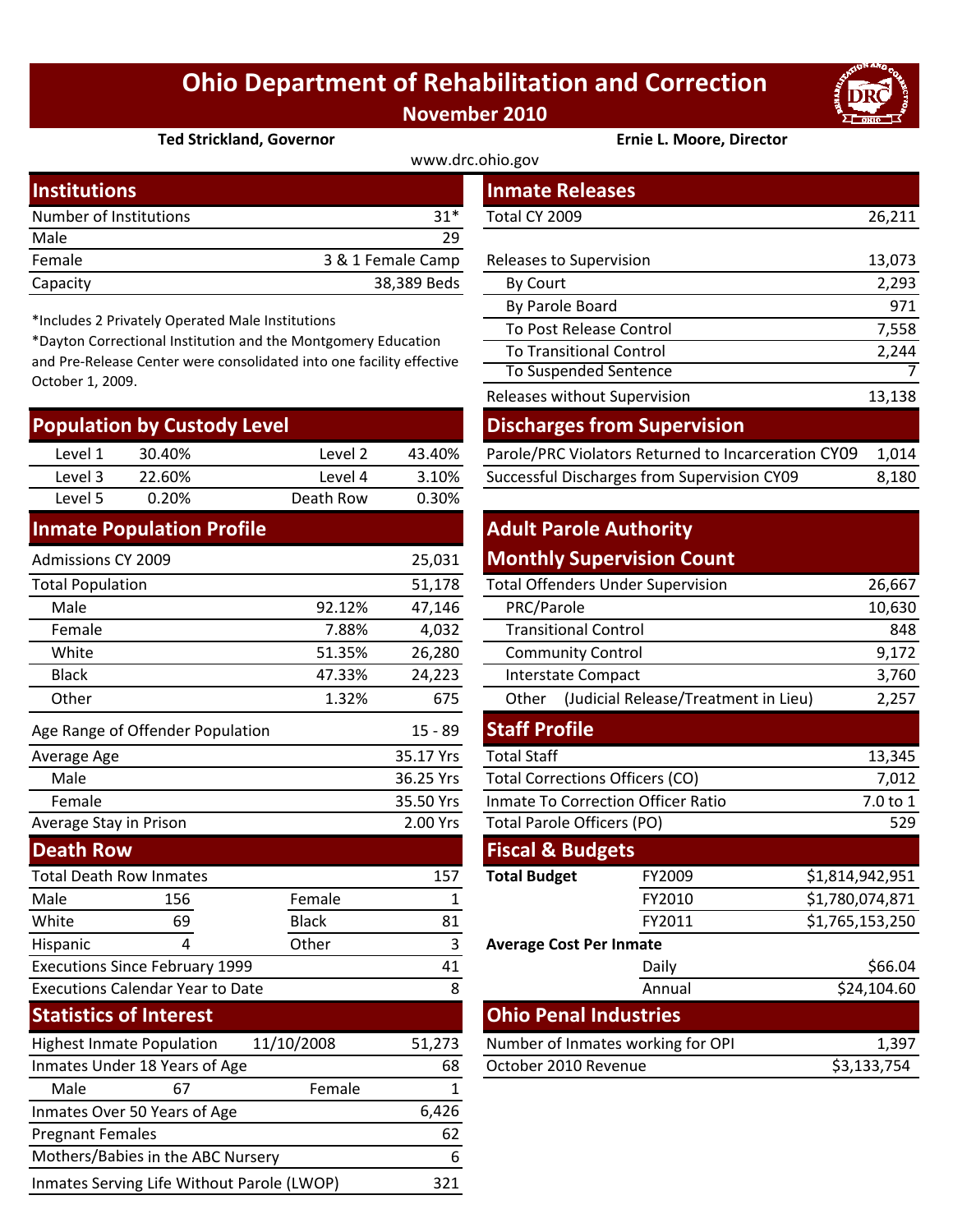# Ohio Department of Rehabilitation and Correction

**November 2010**

**Ted Strickland, Governor** **Ernie L. Moore, Director**

www.drc.ohio.gov

## Institutions

| | |
|---|---|
| Number of Institutions | 31* |
| Male | 29 |
| Female | 3 & 1 Female Camp |
| Capacity | 38,389 Beds |

*Includes 2 Privately Operated Male Institutions

*Dayton Correctional Institution and the Montgomery Education and Pre-Release Center were consolidated into one facility effective October 1, 2009.

## Population by Custody Level

| | | | |
|---|---|---|---|
| Level 1 | 30.40% | Level 2 | 43.40% |
| Level 3 | 22.60% | Level 4 | 3.10% |
| Level 5 | 0.20% | Death Row | 0.30% |

## Inmate Population Profile

| | | |
|---|---|---|
| Admissions CY 2009 | | 25,031 |
| Total Population | | 51,178 |
| Male | 92.12% | 47,146 |
| Female | 7.88% | 4,032 |
| White | 51.35% | 26,280 |
| Black | 47.33% | 24,223 |
| Other | 1.32% | 675 |
| Age Range of Offender Population | | 15 - 89 |
| Average Age | | 35.17 Yrs |
| Male | | 36.25 Yrs |
| Female | | 35.50 Yrs |
| Average Stay in Prison | | 2.00 Yrs |

## Death Row

| | | | |
|---|---|---|---|
| Total Death Row Inmates | | | 157 |
| Male | 156 | Female | 1 |
| White | 69 | Black | 81 |
| Hispanic | 4 | Other | 3 |
| Executions Since February 1999 | | | 41 |
| Executions Calendar Year to Date | | | 8 |

## Statistics of Interest

| | | | |
|---|---|---|---|
| Highest Inmate Population | 11/10/2008 | | 51,273 |
| Inmates Under 18 Years of Age | | | 68 |
| Male | 67 | Female | 1 |
| Inmates Over 50 Years of Age | | | 6,426 |
| Pregnant Females | | | 62 |
| Mothers/Babies in the ABC Nursery | | | 6 |
| Inmates Serving Life Without Parole (LWOP) | | | 321 |

## Inmate Releases

| | |
|---|---|
| Total CY 2009 | 26,211 |
| Releases to Supervision | 13,073 |
| By Court | 2,293 |
| By Parole Board | 971 |
| To Post Release Control | 7,558 |
| To Transitional Control | 2,244 |
| To Suspended Sentence | 7 |
| Releases without Supervision | 13,138 |

## Discharges from Supervision

| | |
|---|---|
| Parole/PRC Violators Returned to Incarceration CY09 | 1,014 |
| Successful Discharges from Supervision CY09 | 8,180 |

## Adult Parole Authority Monthly Supervision Count

| | |
|---|---|
| Total Offenders Under Supervision | 26,667 |
| PRC/Parole | 10,630 |
| Transitional Control | 848 |
| Community Control | 9,172 |
| Interstate Compact | 3,760 |
| Other (Judicial Release/Treatment in Lieu) | 2,257 |

## Staff Profile

| | |
|---|---|
| Total Staff | 13,345 |
| Total Corrections Officers (CO) | 7,012 |
| Inmate To Correction Officer Ratio | 7.0 to 1 |
| Total Parole Officers (PO) | 529 |

## Fiscal & Budgets

| | | |
|---|---|---|
| **Total Budget** | FY2009 | $1,814,942,951 |
| | FY2010 | $1,780,074,871 |
| | FY2011 | $1,765,153,250 |
| **Average Cost Per Inmate** | | |
| | Daily | $66.04 |
| | Annual | $24,104.60 |

## Ohio Penal Industries

| | |
|---|---|
| Number of Inmates working for OPI | 1,397 |
| October 2010 Revenue | $3,133,754 |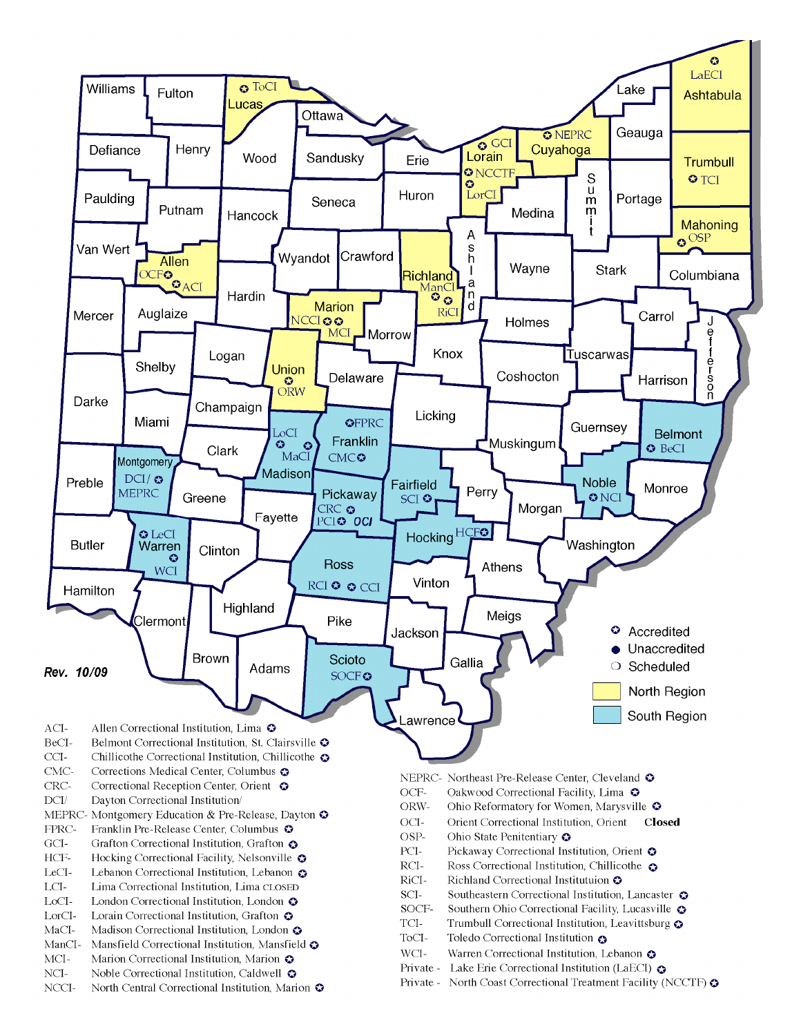Rev. 10/09

Accredited
Unaccredited
Scheduled
North Region
South Region

ACI- Allen Correctional Institution, Lima
BeCI- Belmont Correctional Institution, St. Clairsville
CCI- Chillicothe Correctional Institution, Chillicothe
CMC- Corrections Medical Center, Columbus
CRC- Correctional Reception Center, Orient
DCI/ Dayton Correctional Institution/
MEPRC- Montgomery Education & Pre-Release, Dayton
FPRC- Franklin Pre-Release Center, Columbus
GCI- Grafton Correctional Institution, Grafton
HCF- Hocking Correctional Facility, Nelsonville
LeCI- Lebanon Correctional Institution, Lebanon
LCI- Lima Correctional Institution, Lima CLOSED
LoCI- London Correctional Institution, London
LorCI- Lorain Correctional Institution, Grafton
MaCI- Madison Correctional Institution, London
ManCI- Mansfield Correctional Institution, Mansfield
MCI- Marion Correctional Institution, Marion
NCI- Noble Correctional Institution, Caldwell
NCCI- North Central Correctional Institution, Marion

NEPRC- Northeast Pre-Release Center, Cleveland
OCF- Oakwood Correctional Facility, Lima
ORW- Ohio Reformatory for Women, Marysville
OCI- Orient Correctional Institution, Orient **Closed**
OSP- Ohio State Penitentiary
PCI- Pickaway Correctional Institution, Orient
RCI- Ross Correctional Institution, Chillicothe
RiCI- Richland Correctional Instituttuion
SCI- Southeastern Correctional Institution, Lancaster
SOCF- Southern Ohio Correctional Facility, Lucasville
TCI- Trumbull Correctional Institution, Leavittsburg
ToCI- Toledo Correctional Institution
WCI- Warren Correctional Institution, Lebanon
Private - Lake Erie Correctional Institution (LaECI)
Private - North Coast Correctional Treatment Facility (NCCTF)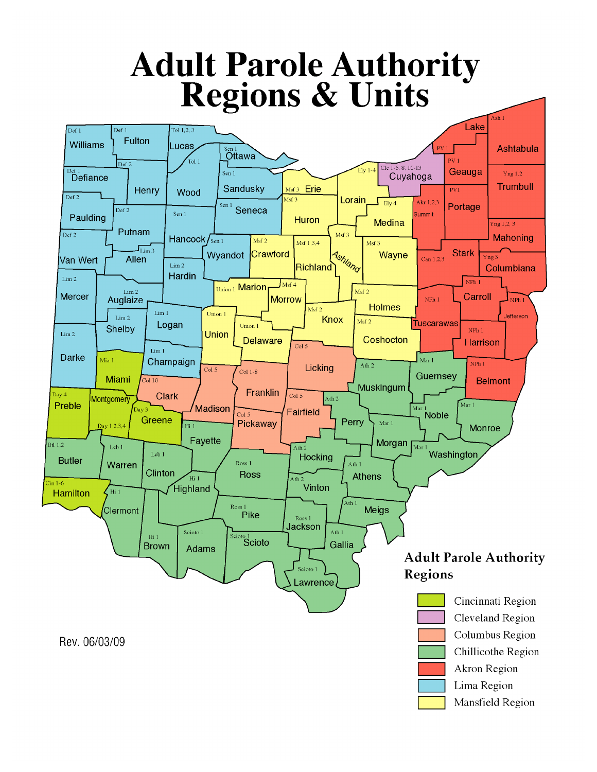# Adult Parole Authority Regions & Units

Def 1
Williams
Def 1
Fulton
Tol 1,2, 3
Lucas
Sen 1
Ottawa
Tol 1
Def 1
Defiance
Def 2
Henry
Wood
Sen 1
Sandusky
Msf 3 Erie
Msf 3
Ely 1-4
Lorain
Cle 1-5, 8, 10-13
Cuyahoga
PV 1
Lake
Ash 1
Ashtabula
PV 1
Geauga
Yng 1,2
Trumbull
Def 2
Paulding
Def 2
Putnam
Sen 1
Hancock
Sen 1
Seneca
Huron
Ely 4
Medina
Akr 1,2,3
Summit
PV1
Portage
Yng 1, 2, 3
Mahoning
Def 2
Van Wert
Lim 3
Allen
Sen 1
Wyandot
Msf 2
Crawford
Msf 1,3,4
Richland
Msf 3
Ashland
Msf 3
Wayne
Can 1,2,3
Stark
Yng 3
Columbiana
Lim 2
Mercer
Lim 2
Auglaize
Lim 2
Hardin
Union 1
Marion
Msf 4
Morrow
Msf 2
Holmes
NPh 1
Carroll
NPh 1
Jefferson
NPh 1
Tuscarawas
Lim 2
Shelby
Lim 1
Logan
Union 1
Union
Union 1
Delaware
Msf 2
Knox
Msf 2
Coshocton
NPh 1
Harrison
Lim 2
Darke
Mia 1
Miami
Lim 1
Champaign
Col 5
Licking
Ath 2
Muskingum
Mar 1
Guernsey
NPh 1
Belmont
Day 4
Preble
Montgomery
Day 1,2,3,4
Col 10
Clark
Col 5
Madison
Col 1-8
Franklin
Col 5
Fairfield
Ath 2
Perry
Mar 1
Noble
Mar 1
Monroe
Day 3
Greene
Hi 1
Fayette
Col 5
Pickaway
Mar 1
Morgan
Mar 1
Washington
Btl 1,2
Butler
Leb 1
Warren
Leb 1
Clinton
Ross 1
Ross
Ath 2
Hocking
Ath 1
Athens
Cin 1-6
Hamilton
Hi 1
Clermont
Hi 1
Highland
Ath 2
Vinton
Ath 1
Meigs
Ross 1
Pike
Ross 1
Jackson
Hi 1
Brown
Scioto 1
Adams
Scioto 1
Scioto
Ath 1
Gallia
Scioto 1
Lawrence

**Adult Parole Authority Regions**

- Cincinnati Region
- Cleveland Region
- Columbus Region
- Chillicothe Region
- Akron Region
- Lima Region
- Mansfield Region

Rev. 06/03/09